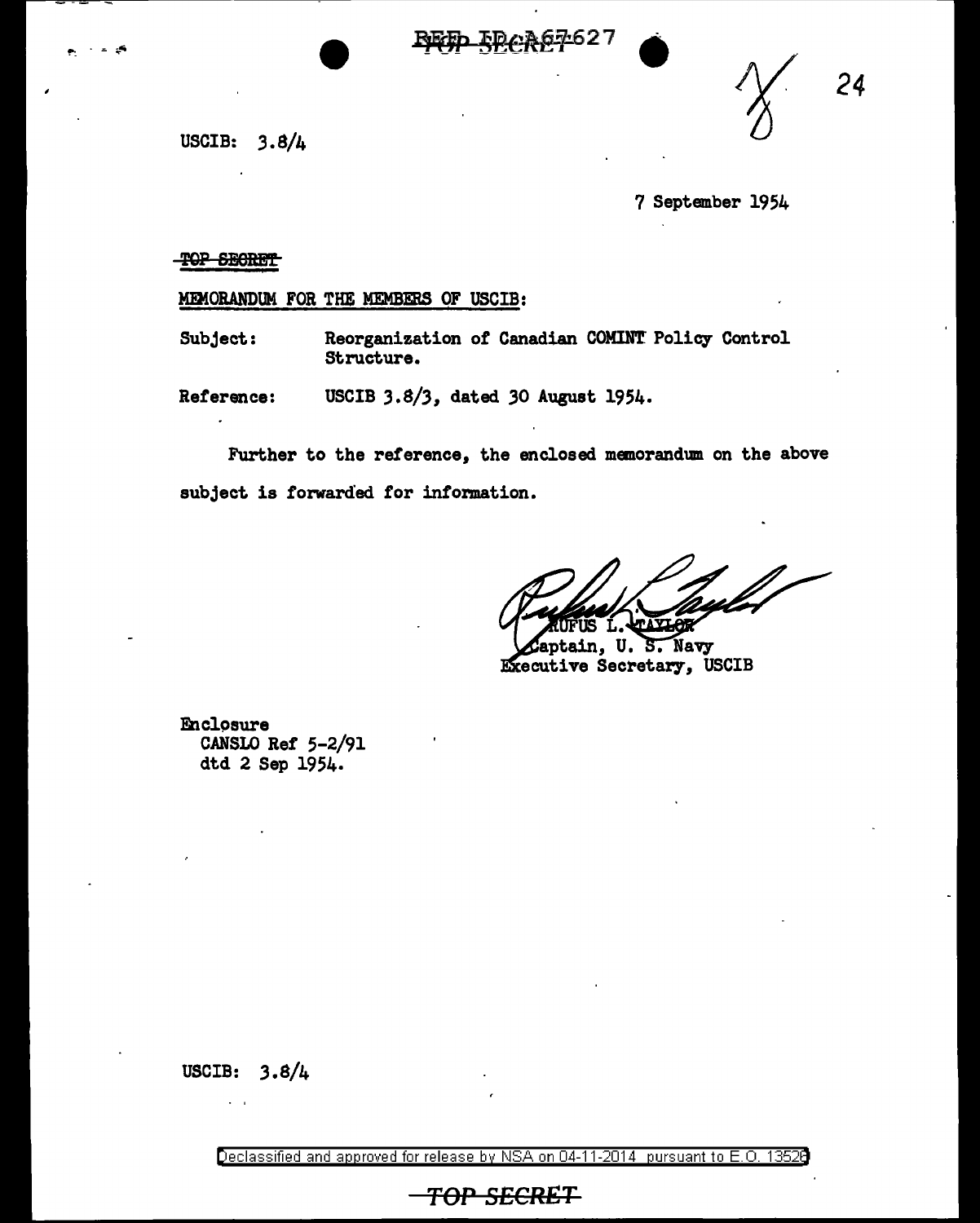USCIB: 3.8/4

7 September 1954

TOP SECRET

MEMORANDUM FOR THE MEMBERS OF USCIB:

Subject: Reorganization of Canadian COMINT Policy Control Structure.

Reference: USCIB 3.8/3, dated 30 August 1954.

Further to the reference, the enclosed memorandum on the above subject is forwarded for information.

RUFUS L. TAYLOR
Captain, U. S. Navy
Executive Secretary, USCIB

Enclosure
CANSLO Ref 5-2/91
dtd 2 Sep 1954.

USCIB: 3.8/4

Declassified and approved for release by NSA on 04-11-2014 pursuant to E.O. 13526

TOP SECRET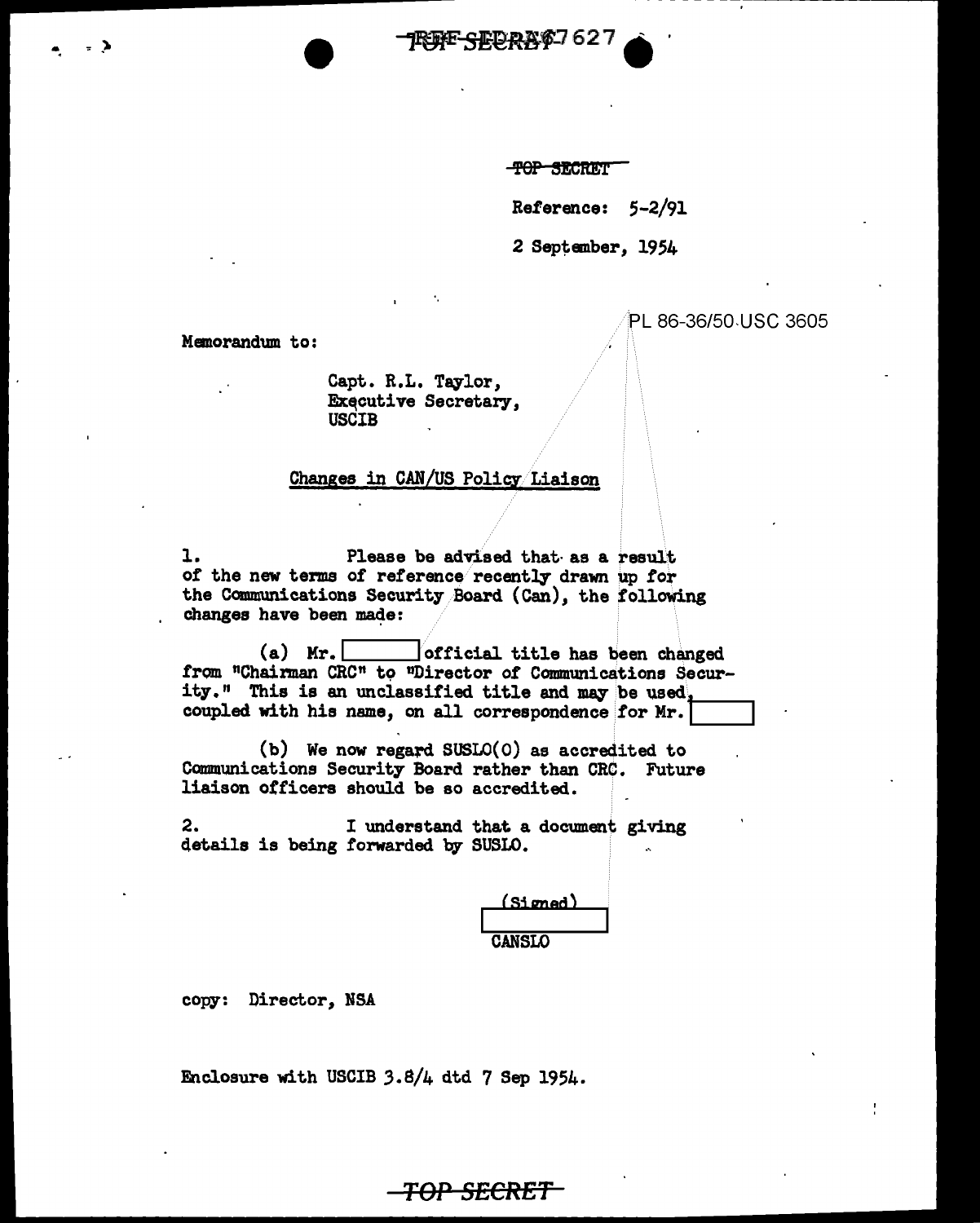TOP SECRET

Reference: 5-2/91

2 September, 1954

PL 86-36/50 USC 3605

Memorandum to:

Capt. R.L. Taylor,
Executive Secretary,
USCIB

Changes in CAN/US Policy Liaison

1. Please be advised that as a result of the new terms of reference recently drawn up for the Communications Security Board (Can), the following changes have been made:

(a) Mr. [ ] official title has been changed from "Chairman CRC" to "Director of Communications Security." This is an unclassified title and may be used, coupled with his name, on all correspondence for Mr. [ ]

(b) We now regard SUSLO(O) as accredited to Communications Security Board rather than CRC. Future liaison officers should be so accredited.

2. I understand that a document giving details is being forwarded by SUSLO.

(Signed)
[ ]
CANSLO

copy: Director, NSA

Enclosure with USCIB 3.8/4 dtd 7 Sep 1954.

TOP SECRET